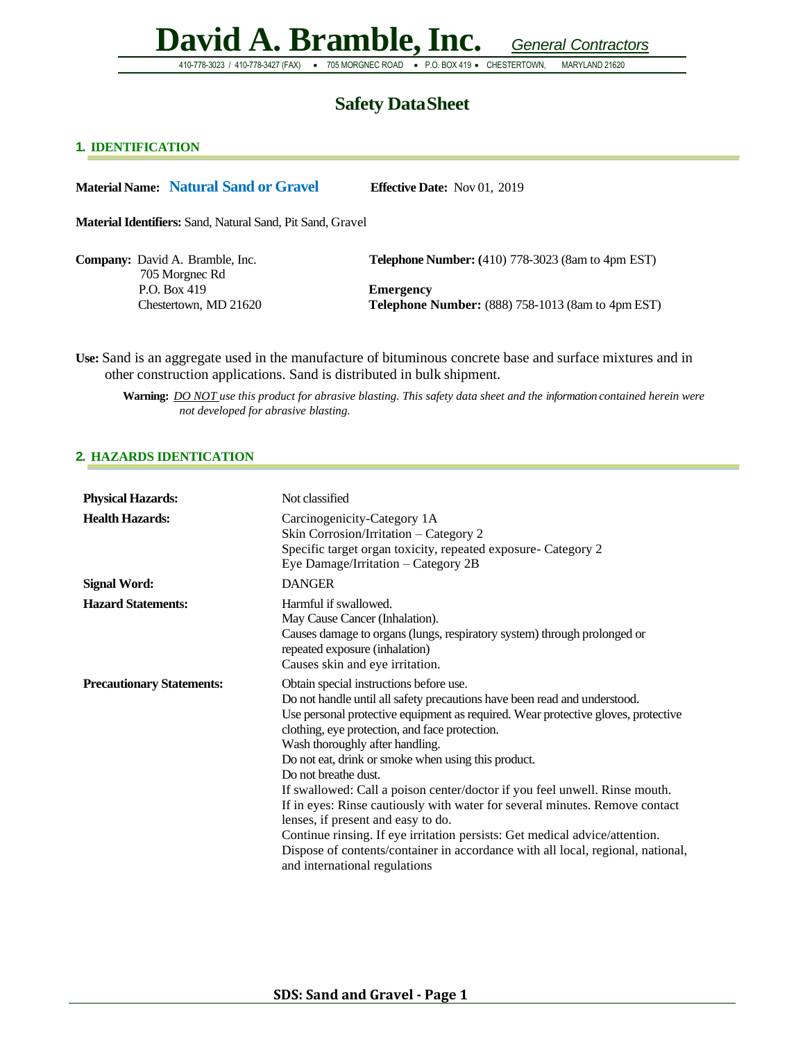# David A. Bramble, Inc. *General Contractors*

410-778-3023 / 410-778-3427 (FAX) • 705 MORGNEC ROAD • P.O. BOX 419 • CHESTERTOWN, MARYLAND 21620

## Safety Data Sheet

### 1. IDENTIFICATION

**Material Name:** **Natural Sand or Gravel** **Effective Date:** Nov 01, 2019

**Material Identifiers:** Sand, Natural Sand, Pit Sand, Gravel

**Company:** David A. Bramble, Inc.
705 Morgnec Rd
P.O. Box 419
Chestertown, MD 21620

**Telephone Number: (**410) 778-3023 (8am to 4pm EST)

**Emergency**
**Telephone Number:** (888) 758-1013 (8am to 4pm EST)

**Use:** Sand is an aggregate used in the manufacture of bituminous concrete base and surface mixtures and in other construction applications. Sand is distributed in bulk shipment.

**Warning:** *DO NOT use this product for abrasive blasting. This safety data sheet and the information contained herein were not developed for abrasive blasting.*

### 2. HAZARDS IDENTICATION

| | |
|---|---|
| **Physical Hazards:** | Not classified |
| **Health Hazards:** | Carcinogenicity-Category 1A<br>Skin Corrosion/Irritation – Category 2<br>Specific target organ toxicity, repeated exposure- Category 2<br>Eye Damage/Irritation – Category 2B |
| **Signal Word:** | DANGER |
| **Hazard Statements:** | Harmful if swallowed.<br>May Cause Cancer (Inhalation).<br>Causes damage to organs (lungs, respiratory system) through prolonged or repeated exposure (inhalation)<br>Causes skin and eye irritation. |
| **Precautionary Statements:** | Obtain special instructions before use.<br>Do not handle until all safety precautions have been read and understood.<br>Use personal protective equipment as required. Wear protective gloves, protective clothing, eye protection, and face protection.<br>Wash thoroughly after handling.<br>Do not eat, drink or smoke when using this product.<br>Do not breathe dust.<br>If swallowed: Call a poison center/doctor if you feel unwell. Rinse mouth.<br>If in eyes: Rinse cautiously with water for several minutes. Remove contact lenses, if present and easy to do.<br>Continue rinsing. If eye irritation persists: Get medical advice/attention.<br>Dispose of contents/container in accordance with all local, regional, national, and international regulations |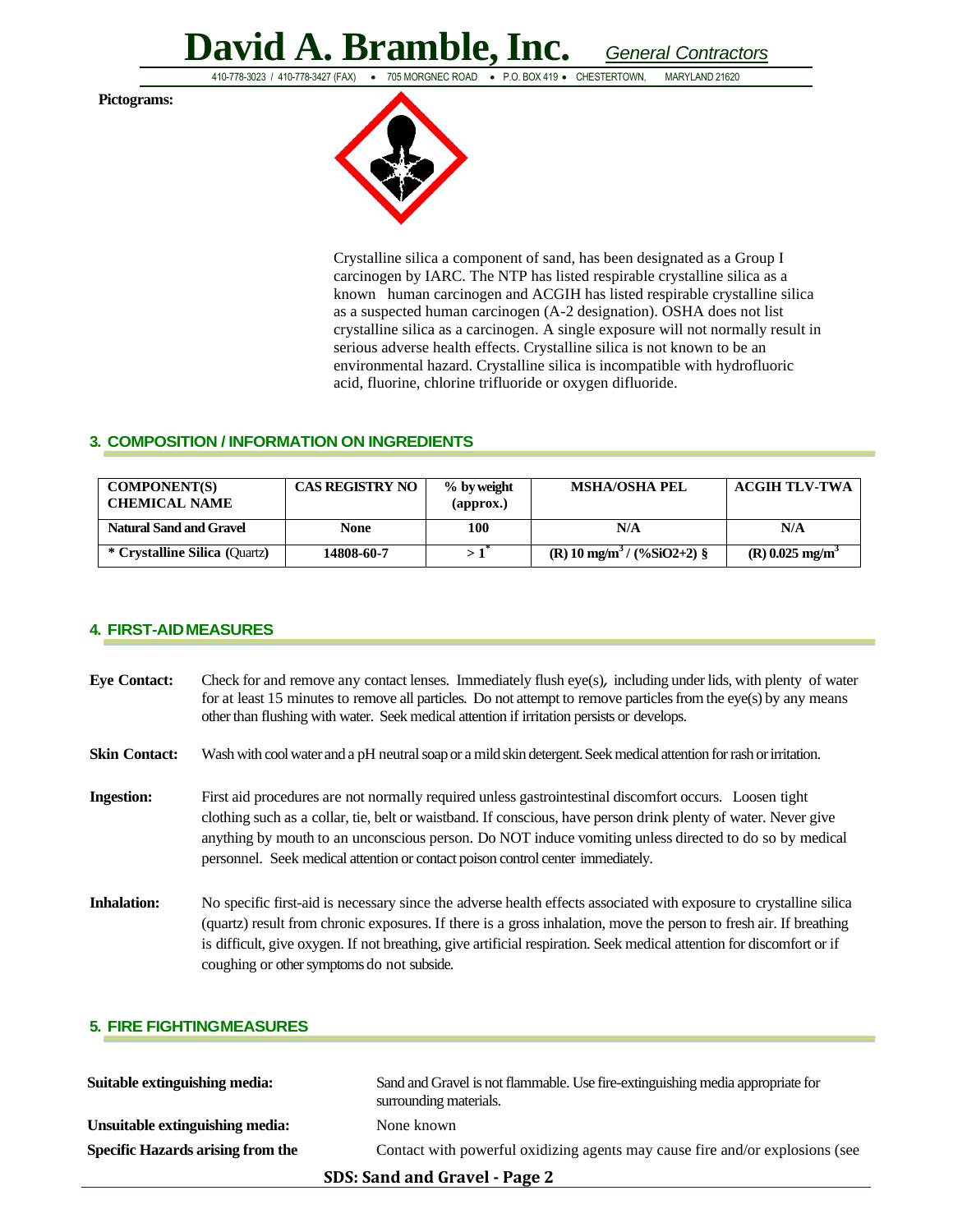**Pictograms:**

Crystalline silica a component of sand, has been designated as a Group I carcinogen by IARC. The NTP has listed respirable crystalline silica as a known human carcinogen and ACGIH has listed respirable crystalline silica as a suspected human carcinogen (A-2 designation). OSHA does not list crystalline silica as a carcinogen. A single exposure will not normally result in serious adverse health effects. Crystalline silica is not known to be an environmental hazard. Crystalline silica is incompatible with hydrofluoric acid, fluorine, chlorine trifluoride or oxygen difluoride.

## 3. COMPOSITION / INFORMATION ON INGREDIENTS

| COMPONENT(S) CHEMICAL NAME | CAS REGISTRY NO | % by weight (approx.) | MSHA/OSHA PEL | ACGIH TLV-TWA |
|---|---|---|---|---|
| **Natural Sand and Gravel** | **None** | **100** | **N/A** | **N/A** |
| **\* Crystalline Silica** (Quartz) | **14808-60-7** | **> 1\*** | **(R) 10 mg/m$^3$ / (%SiO2+2) §** | **(R) 0.025 mg/m$^3$** |

## 4. FIRST-AID MEASURES

**Eye Contact:** Check for and remove any contact lenses. Immediately flush eye(s), including under lids, with plenty of water for at least 15 minutes to remove all particles. Do not attempt to remove particles from the eye(s) by any means other than flushing with water. Seek medical attention if irritation persists or develops.

**Skin Contact:** Wash with cool water and a pH neutral soap or a mild skin detergent. Seek medical attention for rash or irritation.

**Ingestion:** First aid procedures are not normally required unless gastrointestinal discomfort occurs. Loosen tight clothing such as a collar, tie, belt or waistband. If conscious, have person drink plenty of water. Never give anything by mouth to an unconscious person. Do NOT induce vomiting unless directed to do so by medical personnel. Seek medical attention or contact poison control center immediately.

**Inhalation:** No specific first-aid is necessary since the adverse health effects associated with exposure to crystalline silica (quartz) result from chronic exposures. If there is a gross inhalation, move the person to fresh air. If breathing is difficult, give oxygen. If not breathing, give artificial respiration. Seek medical attention for discomfort or if coughing or other symptoms do not subside.

## 5. FIRE FIGHTING MEASURES

**Suitable extinguishing media:** Sand and Gravel is not flammable. Use fire-extinguishing media appropriate for surrounding materials.

**Unsuitable extinguishing media:** None known

**Specific Hazards arising from the** Contact with powerful oxidizing agents may cause fire and/or explosions (see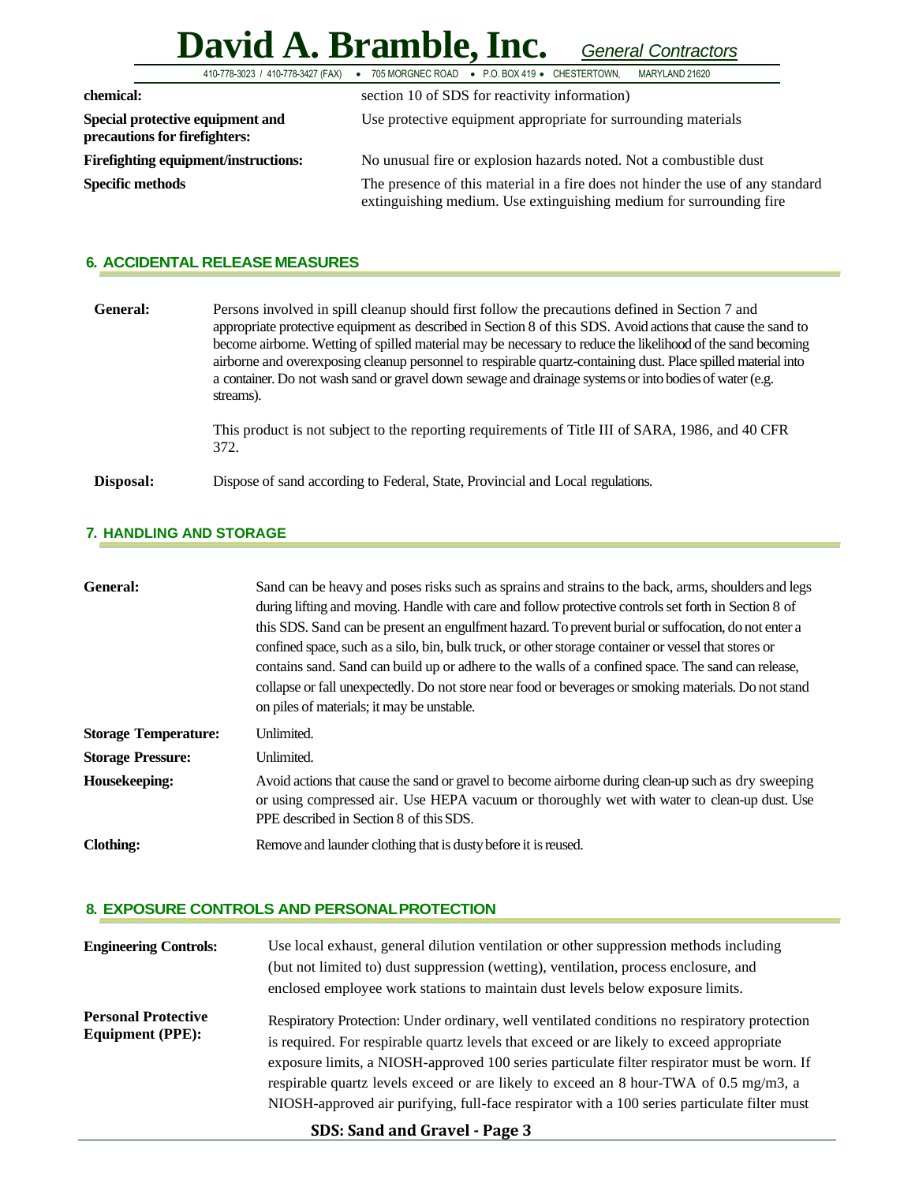| | |
|---|---|
| **chemical:** | section 10 of SDS for reactivity information) |
| **Special protective equipment and precautions for firefighters:** | Use protective equipment appropriate for surrounding materials |
| **Firefighting equipment/instructions:** | No unusual fire or explosion hazards noted. Not a combustible dust |
| **Specific methods** | The presence of this material in a fire does not hinder the use of any standard extinguishing medium. Use extinguishing medium for surrounding fire |

## 6. ACCIDENTAL RELEASE MEASURES

**General:** Persons involved in spill cleanup should first follow the precautions defined in Section 7 and appropriate protective equipment as described in Section 8 of this SDS. Avoid actions that cause the sand to become airborne. Wetting of spilled material may be necessary to reduce the likelihood of the sand becoming airborne and overexposing cleanup personnel to respirable quartz-containing dust. Place spilled material into a container. Do not wash sand or gravel down sewage and drainage systems or into bodies of water (e.g. streams).

This product is not subject to the reporting requirements of Title III of SARA, 1986, and 40 CFR 372.

**Disposal:** Dispose of sand according to Federal, State, Provincial and Local regulations.

## 7. HANDLING AND STORAGE

| | |
|---|---|
| **General:** | Sand can be heavy and poses risks such as sprains and strains to the back, arms, shoulders and legs during lifting and moving. Handle with care and follow protective controls set forth in Section 8 of this SDS. Sand can be present an engulfment hazard. To prevent burial or suffocation, do not enter a confined space, such as a silo, bin, bulk truck, or other storage container or vessel that stores or contains sand. Sand can build up or adhere to the walls of a confined space. The sand can release, collapse or fall unexpectedly. Do not store near food or beverages or smoking materials. Do not stand on piles of materials; it may be unstable. |
| **Storage Temperature:** | Unlimited. |
| **Storage Pressure:** | Unlimited. |
| **Housekeeping:** | Avoid actions that cause the sand or gravel to become airborne during clean-up such as dry sweeping or using compressed air. Use HEPA vacuum or thoroughly wet with water to clean-up dust. Use PPE described in Section 8 of this SDS. |
| **Clothing:** | Remove and launder clothing that is dusty before it is reused. |

## 8. EXPOSURE CONTROLS AND PERSONAL PROTECTION

| | |
|---|---|
| **Engineering Controls:** | Use local exhaust, general dilution ventilation or other suppression methods including (but not limited to) dust suppression (wetting), ventilation, process enclosure, and enclosed employee work stations to maintain dust levels below exposure limits. |
| **Personal Protective Equipment (PPE):** | Respiratory Protection: Under ordinary, well ventilated conditions no respiratory protection is required. For respirable quartz levels that exceed or are likely to exceed appropriate exposure limits, a NIOSH-approved 100 series particulate filter respirator must be worn. If respirable quartz levels exceed or are likely to exceed an 8 hour-TWA of 0.5 mg/m3, a NIOSH-approved air purifying, full-face respirator with a 100 series particulate filter must |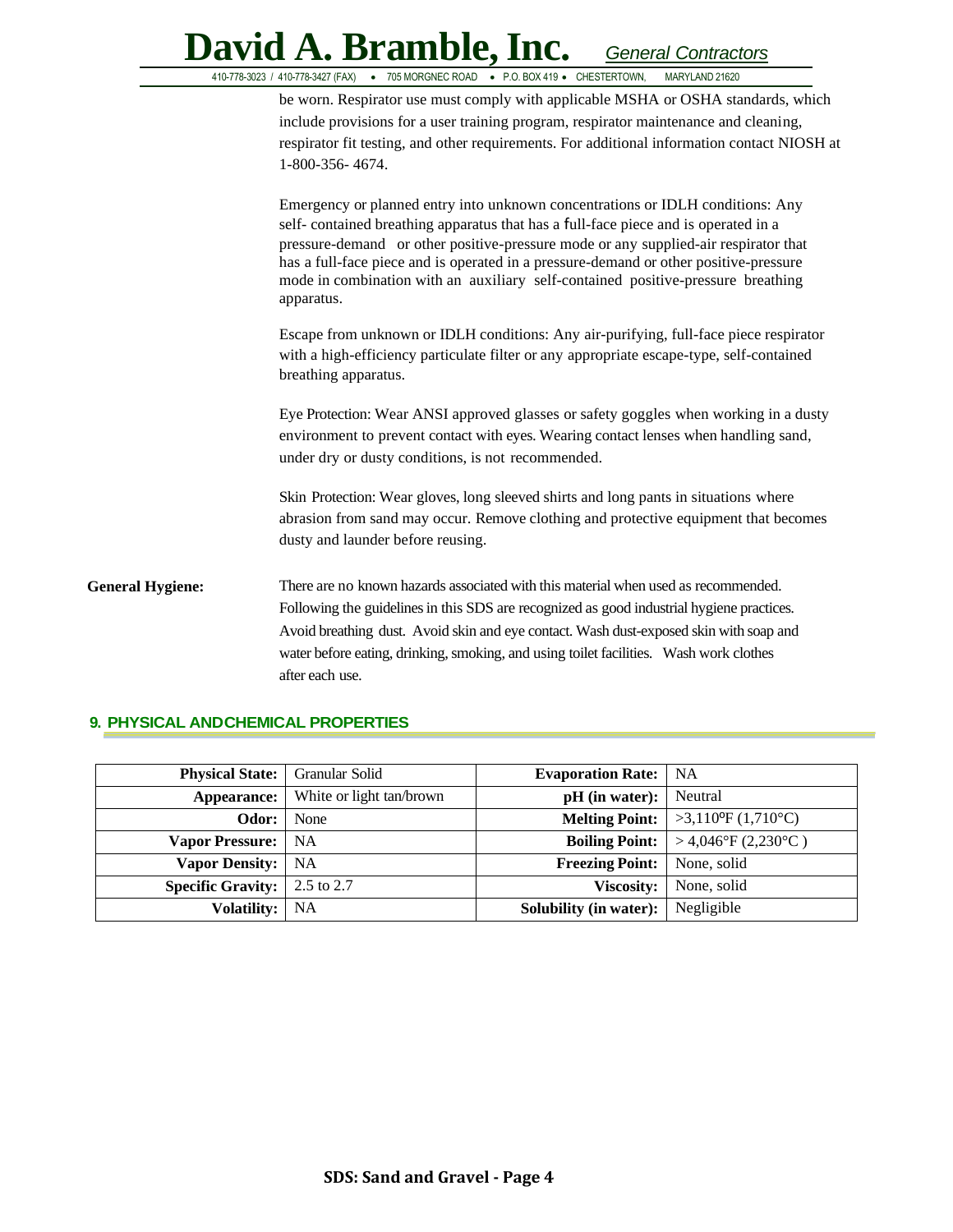be worn. Respirator use must comply with applicable MSHA or OSHA standards, which include provisions for a user training program, respirator maintenance and cleaning, respirator fit testing, and other requirements. For additional information contact NIOSH at 1-800-356- 4674.

Emergency or planned entry into unknown concentrations or IDLH conditions: Any self- contained breathing apparatus that has a full-face piece and is operated in a pressure-demand or other positive-pressure mode or any supplied-air respirator that has a full-face piece and is operated in a pressure-demand or other positive-pressure mode in combination with an auxiliary self-contained positive-pressure breathing apparatus.

Escape from unknown or IDLH conditions: Any air-purifying, full-face piece respirator with a high-efficiency particulate filter or any appropriate escape-type, self-contained breathing apparatus.

Eye Protection: Wear ANSI approved glasses or safety goggles when working in a dusty environment to prevent contact with eyes. Wearing contact lenses when handling sand, under dry or dusty conditions, is not recommended.

Skin Protection: Wear gloves, long sleeved shirts and long pants in situations where abrasion from sand may occur. Remove clothing and protective equipment that becomes dusty and launder before reusing.

**General Hygiene:** There are no known hazards associated with this material when used as recommended. Following the guidelines in this SDS are recognized as good industrial hygiene practices. Avoid breathing dust. Avoid skin and eye contact. Wash dust-exposed skin with soap and water before eating, drinking, smoking, and using toilet facilities. Wash work clothes after each use.

## 9. PHYSICAL AND CHEMICAL PROPERTIES

| | | | |
|---|---|---|---|
| **Physical State:** | Granular Solid | **Evaporation Rate:** | NA |
| **Appearance:** | White or light tan/brown | **pH (in water):** | Neutral |
| **Odor:** | None | **Melting Point:** | >3,110°F (1,710°C) |
| **Vapor Pressure:** | NA | **Boiling Point:** | > 4,046°F (2,230°C ) |
| **Vapor Density:** | NA | **Freezing Point:** | None, solid |
| **Specific Gravity:** | 2.5 to 2.7 | **Viscosity:** | None, solid |
| **Volatility:** | NA | **Solubility (in water):** | Negligible |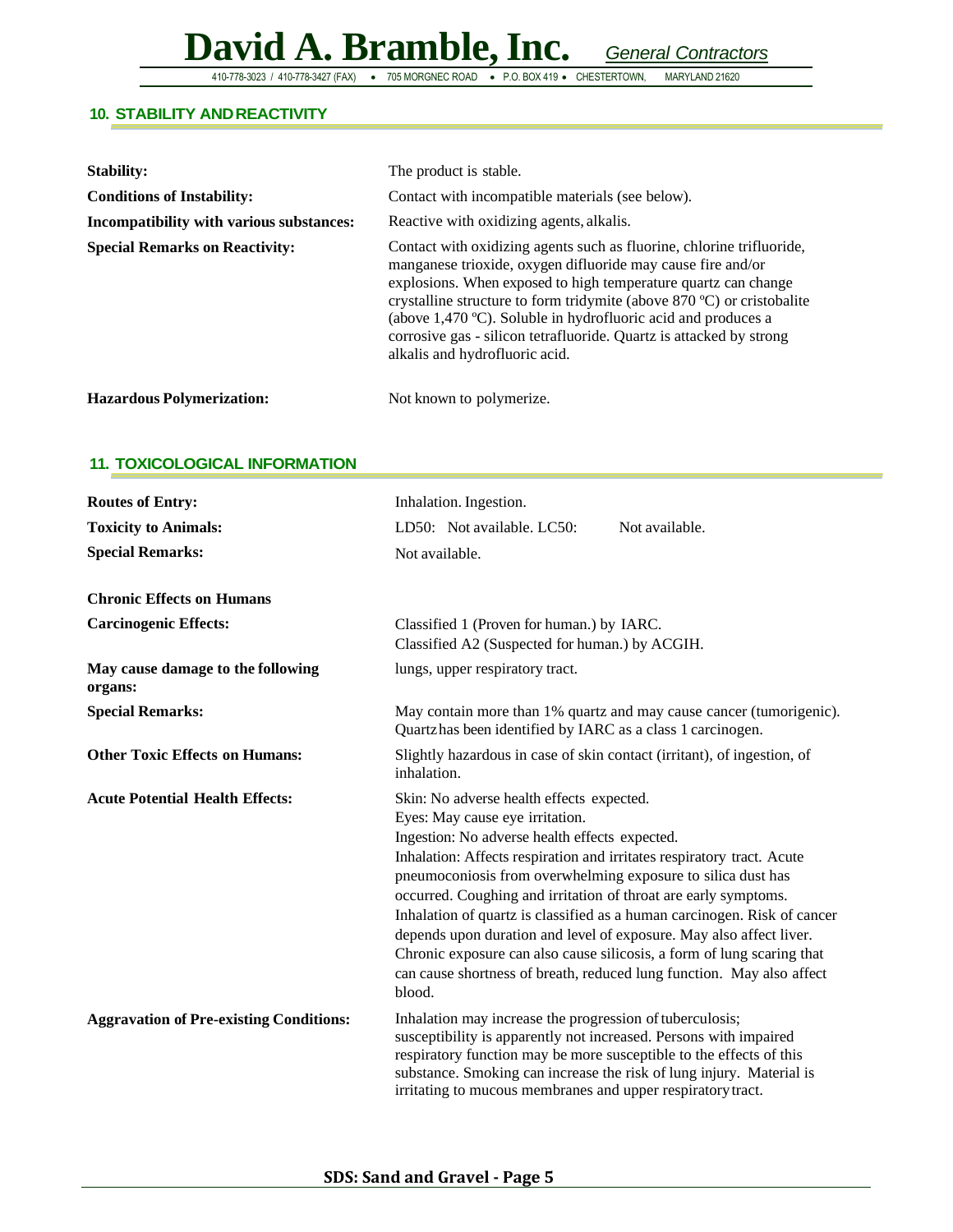## 10. STABILITY AND REACTIVITY

| | |
|---|---|
| **Stability:** | The product is stable. |
| **Conditions of Instability:** | Contact with incompatible materials (see below). |
| **Incompatibility with various substances:** | Reactive with oxidizing agents, alkalis. |
| **Special Remarks on Reactivity:** | Contact with oxidizing agents such as fluorine, chlorine trifluoride, manganese trioxide, oxygen difluoride may cause fire and/or explosions. When exposed to high temperature quartz can change crystalline structure to form tridymite (above 870 ºC) or cristobalite (above 1,470 ºC). Soluble in hydrofluoric acid and produces a corrosive gas - silicon tetrafluoride. Quartz is attacked by strong alkalis and hydrofluoric acid. |
| **Hazardous Polymerization:** | Not known to polymerize. |

## 11. TOXICOLOGICAL INFORMATION

| | |
|---|---|
| **Routes of Entry:** | Inhalation. Ingestion. |
| **Toxicity to Animals:** | LD50: Not available. LC50: Not available. |
| **Special Remarks:** | Not available. |
| **Chronic Effects on Humans** | |
| **Carcinogenic Effects:** | Classified 1 (Proven for human.) by IARC.<br>Classified A2 (Suspected for human.) by ACGIH. |
| **May cause damage to the following organs:** | lungs, upper respiratory tract. |
| **Special Remarks:** | May contain more than 1% quartz and may cause cancer (tumorigenic). Quartz has been identified by IARC as a class 1 carcinogen. |
| **Other Toxic Effects on Humans:** | Slightly hazardous in case of skin contact (irritant), of ingestion, of inhalation. |
| **Acute Potential Health Effects:** | Skin: No adverse health effects expected.<br>Eyes: May cause eye irritation.<br>Ingestion: No adverse health effects expected.<br>Inhalation: Affects respiration and irritates respiratory tract. Acute pneumoconiosis from overwhelming exposure to silica dust has occurred. Coughing and irritation of throat are early symptoms. Inhalation of quartz is classified as a human carcinogen. Risk of cancer depends upon duration and level of exposure. May also affect liver. Chronic exposure can also cause silicosis, a form of lung scaring that can cause shortness of breath, reduced lung function. May also affect blood. |
| **Aggravation of Pre-existing Conditions:** | Inhalation may increase the progression of tuberculosis; susceptibility is apparently not increased. Persons with impaired respiratory function may be more susceptible to the effects of this substance. Smoking can increase the risk of lung injury. Material is irritating to mucous membranes and upper respiratory tract. |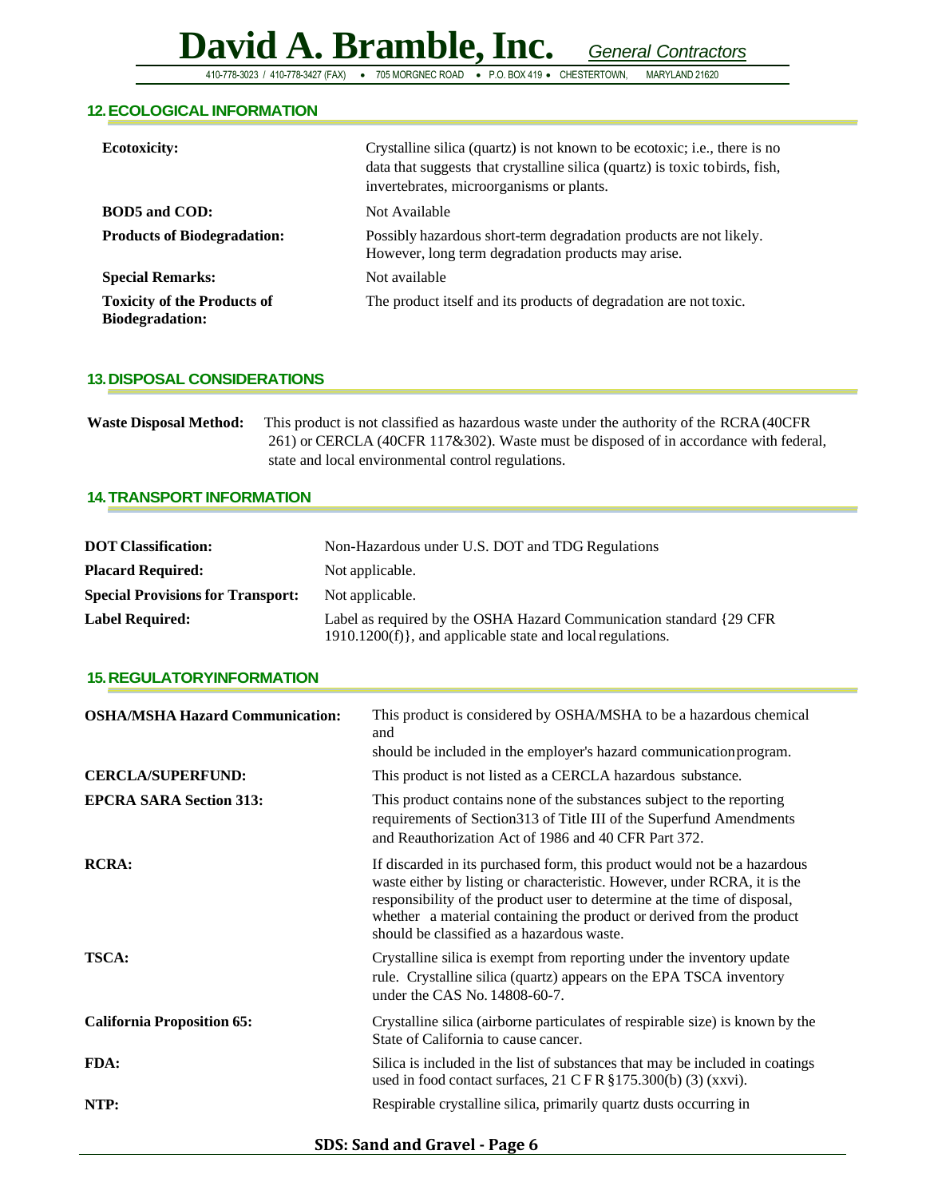## 12. ECOLOGICAL INFORMATION

| | |
|---|---|
| **Ecotoxicity:** | Crystalline silica (quartz) is not known to be ecotoxic; i.e., there is no data that suggests that crystalline silica (quartz) is toxic to birds, fish, invertebrates, microorganisms or plants. |
| **BOD5 and COD:** | Not Available |
| **Products of Biodegradation:** | Possibly hazardous short-term degradation products are not likely. However, long term degradation products may arise. |
| **Special Remarks:** | Not available |
| **Toxicity of the Products of Biodegradation:** | The product itself and its products of degradation are not toxic. |

## 13. DISPOSAL CONSIDERATIONS

**Waste Disposal Method:** This product is not classified as hazardous waste under the authority of the RCRA (40CFR 261) or CERCLA (40CFR 117&302). Waste must be disposed of in accordance with federal, state and local environmental control regulations.

## 14. TRANSPORT INFORMATION

| | |
|---|---|
| **DOT Classification:** | Non-Hazardous under U.S. DOT and TDG Regulations |
| **Placard Required:** | Not applicable. |
| **Special Provisions for Transport:** | Not applicable. |
| **Label Required:** | Label as required by the OSHA Hazard Communication standard {29 CFR 1910.1200(f)}, and applicable state and local regulations. |

## 15. REGULATORYINFORMATION

| | |
|---|---|
| **OSHA/MSHA Hazard Communication:** | This product is considered by OSHA/MSHA to be a hazardous chemical and should be included in the employer's hazard communication program. |
| **CERCLA/SUPERFUND:** | This product is not listed as a CERCLA hazardous substance. |
| **EPCRA SARA Section 313:** | This product contains none of the substances subject to the reporting requirements of Section313 of Title III of the Superfund Amendments and Reauthorization Act of 1986 and 40 CFR Part 372. |
| **RCRA:** | If discarded in its purchased form, this product would not be a hazardous waste either by listing or characteristic. However, under RCRA, it is the responsibility of the product user to determine at the time of disposal, whether a material containing the product or derived from the product should be classified as a hazardous waste. |
| **TSCA:** | Crystalline silica is exempt from reporting under the inventory update rule. Crystalline silica (quartz) appears on the EPA TSCA inventory under the CAS No. 14808-60-7. |
| **California Proposition 65:** | Crystalline silica (airborne particulates of respirable size) is known by the State of California to cause cancer. |
| **FDA:** | Silica is included in the list of substances that may be included in coatings used in food contact surfaces, 21 C F R §175.300(b) (3) (xxvi). |
| **NTP:** | Respirable crystalline silica, primarily quartz dusts occurring in |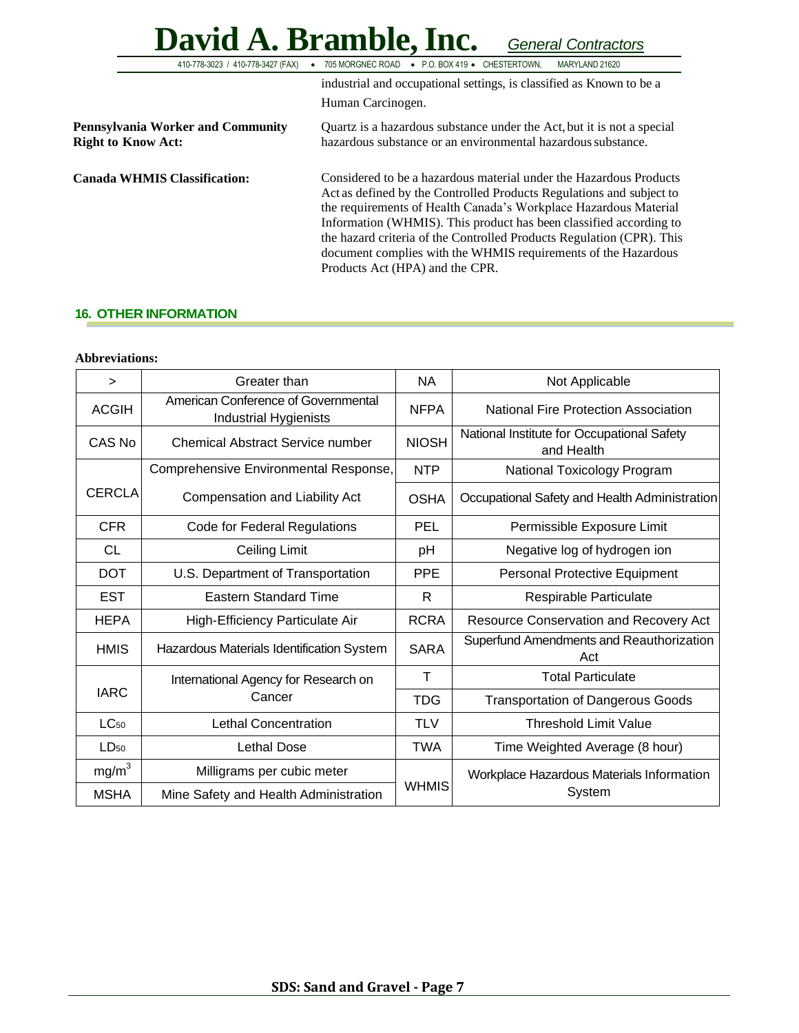industrial and occupational settings, is classified as Known to be a Human Carcinogen.

**Pennsylvania Worker and Community Right to Know Act:** Quartz is a hazardous substance under the Act, but it is not a special hazardous substance or an environmental hazardous substance.

**Canada WHMIS Classification:** Considered to be a hazardous material under the Hazardous Products Act as defined by the Controlled Products Regulations and subject to the requirements of Health Canada's Workplace Hazardous Material Information (WHMIS). This product has been classified according to the hazard criteria of the Controlled Products Regulation (CPR). This document complies with the WHMIS requirements of the Hazardous Products Act (HPA) and the CPR.

## 16. OTHER INFORMATION

**Abbreviations:**

| > | Greater than | NA | Not Applicable |
|---|---|---|---|
| ACGIH | American Conference of Governmental Industrial Hygienists | NFPA | National Fire Protection Association |
| CAS No | Chemical Abstract Service number | NIOSH | National Institute for Occupational Safety and Health |
| CERCLA | Comprehensive Environmental Response, Compensation and Liability Act | NTP | National Toxicology Program |
| | | OSHA | Occupational Safety and Health Administration |
| CFR | Code for Federal Regulations | PEL | Permissible Exposure Limit |
| CL | Ceiling Limit | pH | Negative log of hydrogen ion |
| DOT | U.S. Department of Transportation | PPE | Personal Protective Equipment |
| EST | Eastern Standard Time | R | Respirable Particulate |
| HEPA | High-Efficiency Particulate Air | RCRA | Resource Conservation and Recovery Act |
| HMIS | Hazardous Materials Identification System | SARA | Superfund Amendments and Reauthorization Act |
| IARC | International Agency for Research on Cancer | T | Total Particulate |
| | | TDG | Transportation of Dangerous Goods |
| $LC_{50}$ | Lethal Concentration | TLV | Threshold Limit Value |
| $LD_{50}$ | Lethal Dose | TWA | Time Weighted Average (8 hour) |
| $mg/m^3$ | Milligrams per cubic meter | WHMIS | Workplace Hazardous Materials Information System |
| MSHA | Mine Safety and Health Administration | | |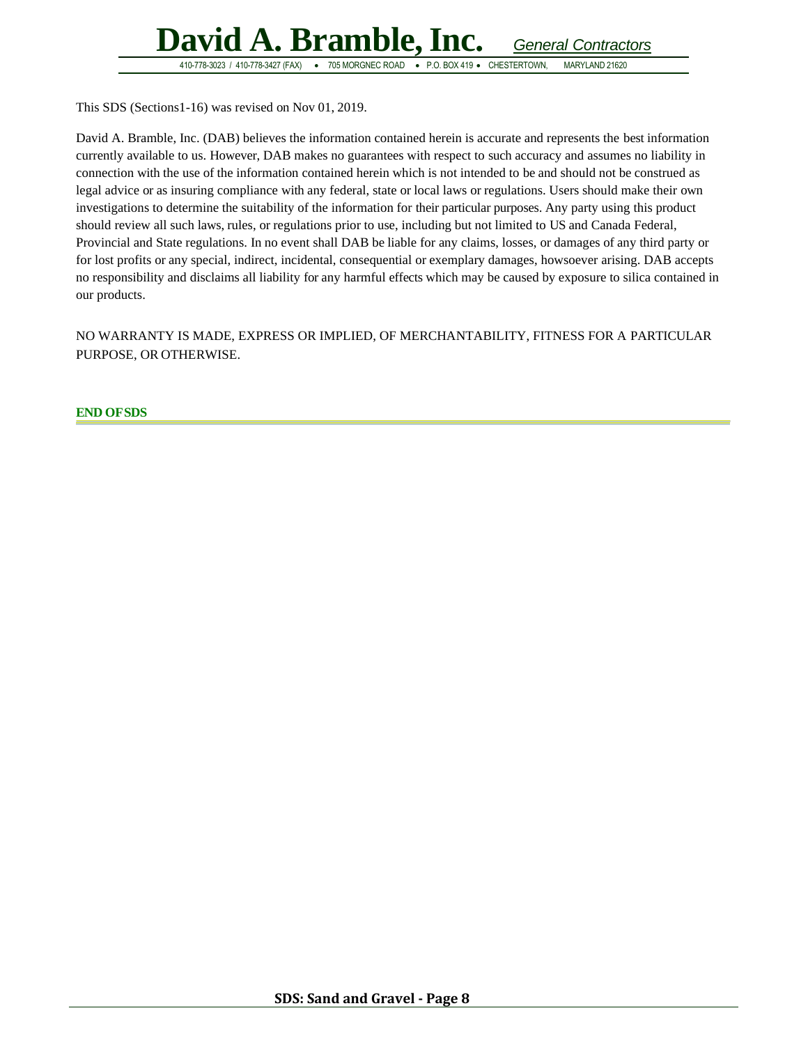This SDS (Sections1-16) was revised on Nov 01, 2019.

David A. Bramble, Inc. (DAB) believes the information contained herein is accurate and represents the best information currently available to us. However, DAB makes no guarantees with respect to such accuracy and assumes no liability in connection with the use of the information contained herein which is not intended to be and should not be construed as legal advice or as insuring compliance with any federal, state or local laws or regulations. Users should make their own investigations to determine the suitability of the information for their particular purposes. Any party using this product should review all such laws, rules, or regulations prior to use, including but not limited to US and Canada Federal, Provincial and State regulations. In no event shall DAB be liable for any claims, losses, or damages of any third party or for lost profits or any special, indirect, incidental, consequential or exemplary damages, howsoever arising. DAB accepts no responsibility and disclaims all liability for any harmful effects which may be caused by exposure to silica contained in our products.

NO WARRANTY IS MADE, EXPRESS OR IMPLIED, OF MERCHANTABILITY, FITNESS FOR A PARTICULAR PURPOSE, OR OTHERWISE.

**END OF SDS**